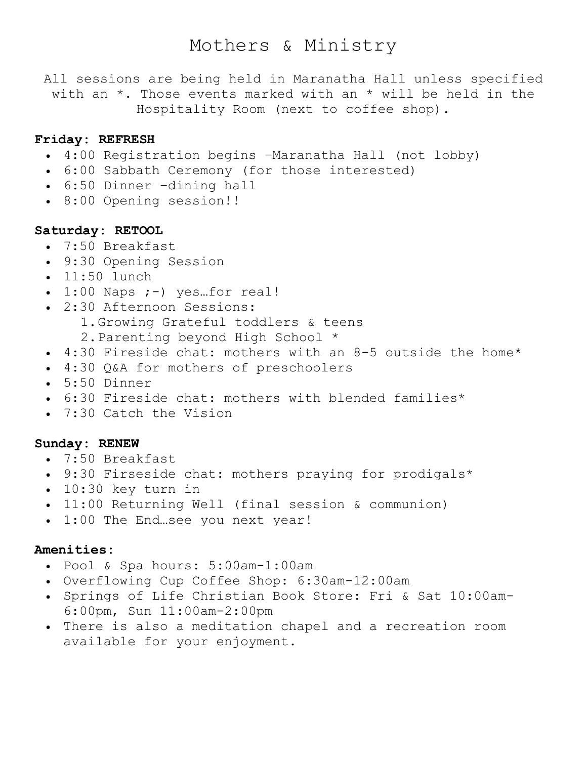# Mothers & Ministry

All sessions are being held in Maranatha Hall unless specified with an *. Those events marked with an * will be held in the Hospitality Room (next to coffee shop).

**Friday: REFRESH**

- 4:00 Registration begins –Maranatha Hall (not lobby)
- 6:00 Sabbath Ceremony (for those interested)
- 6:50 Dinner –dining hall
- 8:00 Opening session!!

**Saturday: RETOOL**

- 7:50 Breakfast
- 9:30 Opening Session
- 11:50 lunch
- 1:00 Naps ;-) yes…for real!
- 2:30 Afternoon Sessions:
  1. Growing Grateful toddlers & teens
  2. Parenting beyond High School *
- 4:30 Fireside chat: mothers with an 8-5 outside the home*
- 4:30 Q&A for mothers of preschoolers
- 5:50 Dinner
- 6:30 Fireside chat: mothers with blended families*
- 7:30 Catch the Vision

**Sunday: RENEW**

- 7:50 Breakfast
- 9:30 Firseside chat: mothers praying for prodigals*
- 10:30 key turn in
- 11:00 Returning Well (final session & communion)
- 1:00 The End…see you next year!

**Amenities:**

- Pool & Spa hours: 5:00am-1:00am
- Overflowing Cup Coffee Shop: 6:30am-12:00am
- Springs of Life Christian Book Store: Fri & Sat 10:00am-6:00pm, Sun 11:00am-2:00pm
- There is also a meditation chapel and a recreation room available for your enjoyment.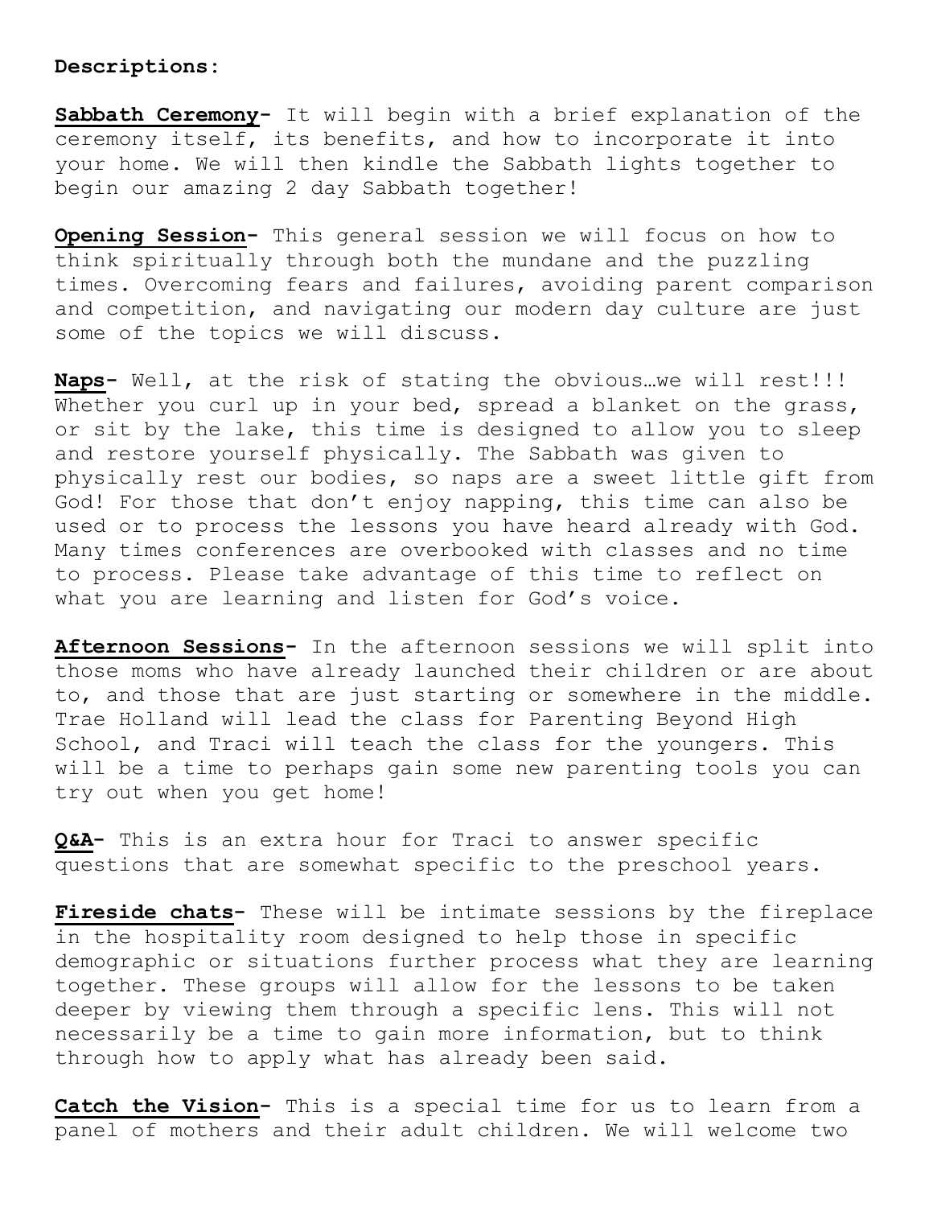**Descriptions:**

**Sabbath Ceremony-** It will begin with a brief explanation of the ceremony itself, its benefits, and how to incorporate it into your home. We will then kindle the Sabbath lights together to begin our amazing 2 day Sabbath together!

**Opening Session-** This general session we will focus on how to think spiritually through both the mundane and the puzzling times. Overcoming fears and failures, avoiding parent comparison and competition, and navigating our modern day culture are just some of the topics we will discuss.

**Naps-** Well, at the risk of stating the obvious…we will rest!!! Whether you curl up in your bed, spread a blanket on the grass, or sit by the lake, this time is designed to allow you to sleep and restore yourself physically. The Sabbath was given to physically rest our bodies, so naps are a sweet little gift from God! For those that don't enjoy napping, this time can also be used or to process the lessons you have heard already with God. Many times conferences are overbooked with classes and no time to process. Please take advantage of this time to reflect on what you are learning and listen for God's voice.

**Afternoon Sessions-** In the afternoon sessions we will split into those moms who have already launched their children or are about to, and those that are just starting or somewhere in the middle. Trae Holland will lead the class for Parenting Beyond High School, and Traci will teach the class for the youngers. This will be a time to perhaps gain some new parenting tools you can try out when you get home!

**Q&A-** This is an extra hour for Traci to answer specific questions that are somewhat specific to the preschool years.

**Fireside chats-** These will be intimate sessions by the fireplace in the hospitality room designed to help those in specific demographic or situations further process what they are learning together. These groups will allow for the lessons to be taken deeper by viewing them through a specific lens. This will not necessarily be a time to gain more information, but to think through how to apply what has already been said.

**Catch the Vision-** This is a special time for us to learn from a panel of mothers and their adult children. We will welcome two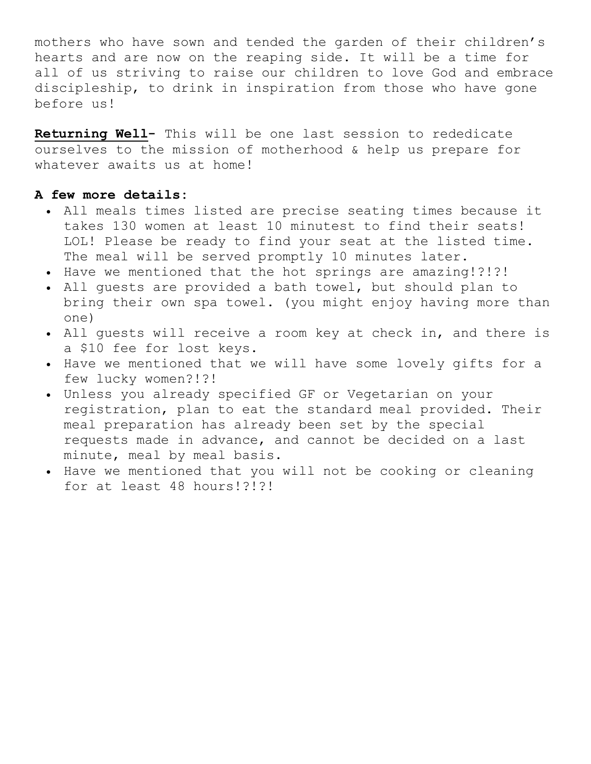mothers who have sown and tended the garden of their children's hearts and are now on the reaping side. It will be a time for all of us striving to raise our children to love God and embrace discipleship, to drink in inspiration from those who have gone before us!

**Returning Well-** This will be one last session to rededicate ourselves to the mission of motherhood & help us prepare for whatever awaits us at home!

**A few more details:**

- All meals times listed are precise seating times because it takes 130 women at least 10 minutest to find their seats! LOL! Please be ready to find your seat at the listed time. The meal will be served promptly 10 minutes later.
- Have we mentioned that the hot springs are amazing!?!?!
- All guests are provided a bath towel, but should plan to bring their own spa towel. (you might enjoy having more than one)
- All guests will receive a room key at check in, and there is a $10 fee for lost keys.
- Have we mentioned that we will have some lovely gifts for a few lucky women?!?!
- Unless you already specified GF or Vegetarian on your registration, plan to eat the standard meal provided. Their meal preparation has already been set by the special requests made in advance, and cannot be decided on a last minute, meal by meal basis.
- Have we mentioned that you will not be cooking or cleaning for at least 48 hours!?!?!